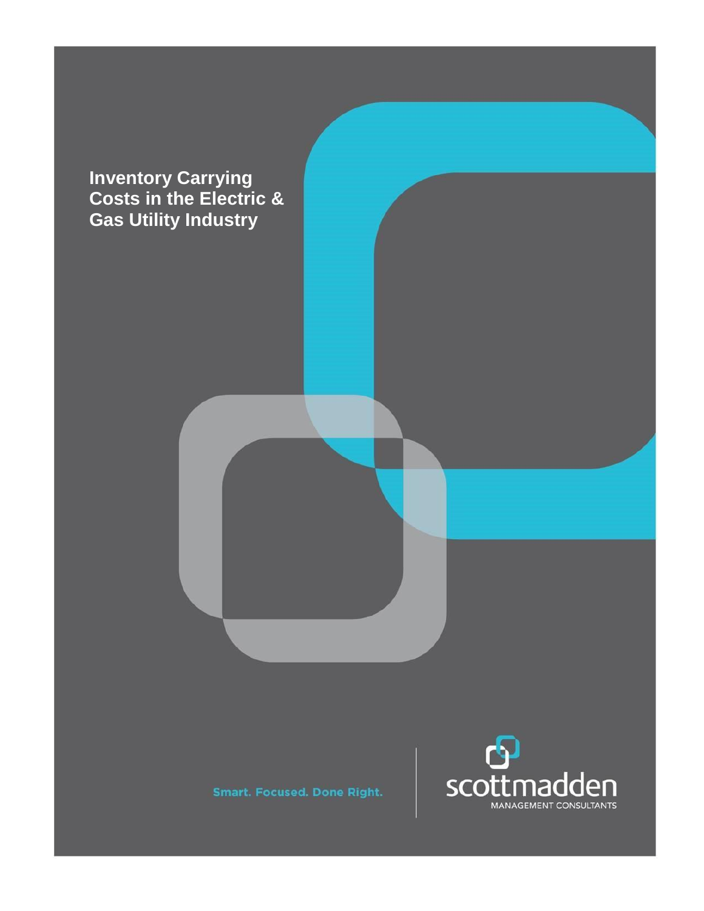# Inventory Carrying Costs in the Electric & Gas Utility Industry

Smart. Focused. Done Right.

scottmadden

MANAGEMENT CONSULTANTS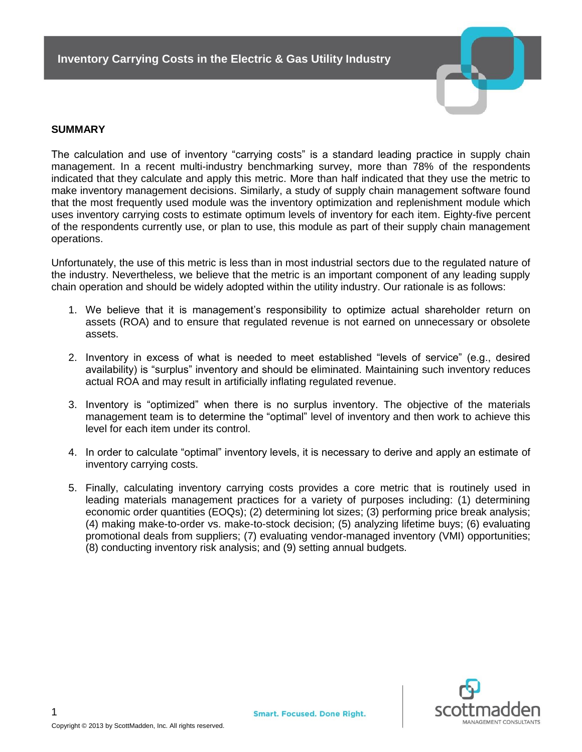## SUMMARY

The calculation and use of inventory "carrying costs" is a standard leading practice in supply chain management. In a recent multi-industry benchmarking survey, more than 78% of the respondents indicated that they calculate and apply this metric. More than half indicated that they use the metric to make inventory management decisions. Similarly, a study of supply chain management software found that the most frequently used module was the inventory optimization and replenishment module which uses inventory carrying costs to estimate optimum levels of inventory for each item. Eighty-five percent of the respondents currently use, or plan to use, this module as part of their supply chain management operations.

Unfortunately, the use of this metric is less than in most industrial sectors due to the regulated nature of the industry. Nevertheless, we believe that the metric is an important component of any leading supply chain operation and should be widely adopted within the utility industry. Our rationale is as follows:

1. We believe that it is management's responsibility to optimize actual shareholder return on assets (ROA) and to ensure that regulated revenue is not earned on unnecessary or obsolete assets.
2. Inventory in excess of what is needed to meet established "levels of service" (e.g., desired availability) is "surplus" inventory and should be eliminated. Maintaining such inventory reduces actual ROA and may result in artificially inflating regulated revenue.
3. Inventory is "optimized" when there is no surplus inventory. The objective of the materials management team is to determine the "optimal" level of inventory and then work to achieve this level for each item under its control.
4. In order to calculate "optimal" inventory levels, it is necessary to derive and apply an estimate of inventory carrying costs.
5. Finally, calculating inventory carrying costs provides a core metric that is routinely used in leading materials management practices for a variety of purposes including: (1) determining economic order quantities (EOQs); (2) determining lot sizes; (3) performing price break analysis; (4) making make-to-order vs. make-to-stock decision; (5) analyzing lifetime buys; (6) evaluating promotional deals from suppliers; (7) evaluating vendor-managed inventory (VMI) opportunities; (8) conducting inventory risk analysis; and (9) setting annual budgets.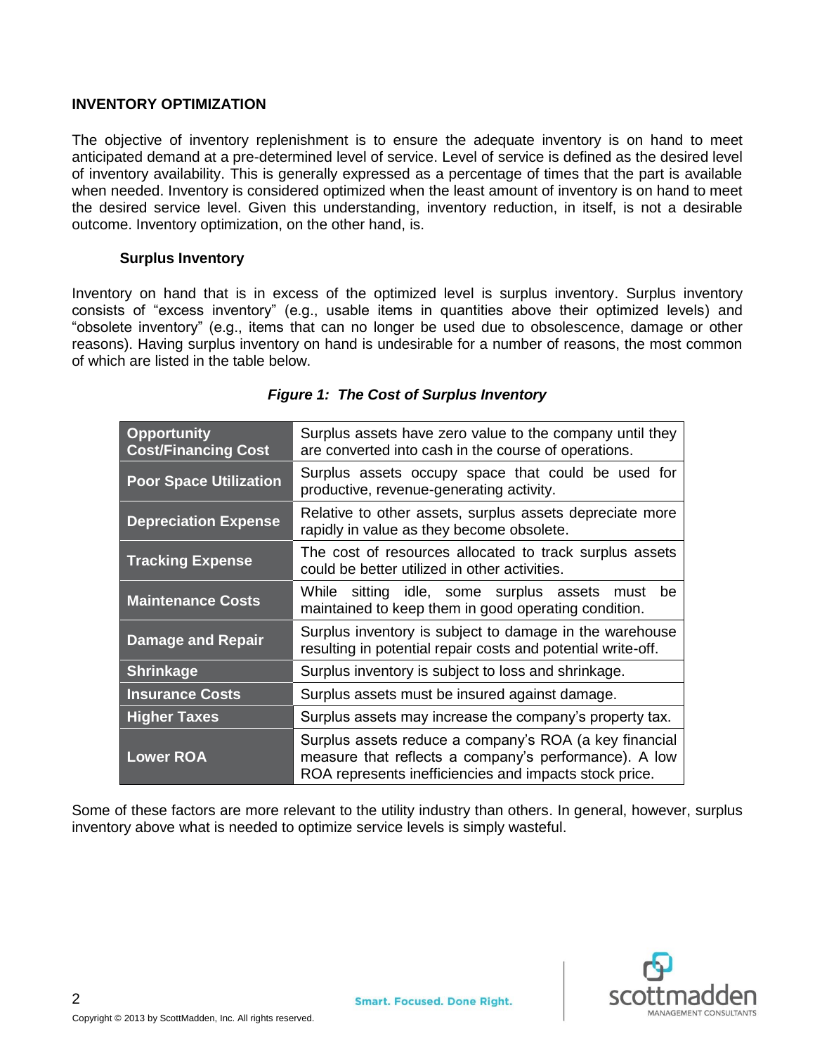## INVENTORY OPTIMIZATION

The objective of inventory replenishment is to ensure the adequate inventory is on hand to meet anticipated demand at a pre-determined level of service. Level of service is defined as the desired level of inventory availability. This is generally expressed as a percentage of times that the part is available when needed. Inventory is considered optimized when the least amount of inventory is on hand to meet the desired service level. Given this understanding, inventory reduction, in itself, is not a desirable outcome. Inventory optimization, on the other hand, is.

### Surplus Inventory

Inventory on hand that is in excess of the optimized level is surplus inventory. Surplus inventory consists of "excess inventory" (e.g., usable items in quantities above their optimized levels) and "obsolete inventory" (e.g., items that can no longer be used due to obsolescence, damage or other reasons). Having surplus inventory on hand is undesirable for a number of reasons, the most common of which are listed in the table below.

***Figure 1: The Cost of Surplus Inventory***

| | |
|---|---|
| **Opportunity Cost/Financing Cost** | Surplus assets have zero value to the company until they are converted into cash in the course of operations. |
| **Poor Space Utilization** | Surplus assets occupy space that could be used for productive, revenue-generating activity. |
| **Depreciation Expense** | Relative to other assets, surplus assets depreciate more rapidly in value as they become obsolete. |
| **Tracking Expense** | The cost of resources allocated to track surplus assets could be better utilized in other activities. |
| **Maintenance Costs** | While sitting idle, some surplus assets must be maintained to keep them in good operating condition. |
| **Damage and Repair** | Surplus inventory is subject to damage in the warehouse resulting in potential repair costs and potential write-off. |
| **Shrinkage** | Surplus inventory is subject to loss and shrinkage. |
| **Insurance Costs** | Surplus assets must be insured against damage. |
| **Higher Taxes** | Surplus assets may increase the company's property tax. |
| **Lower ROA** | Surplus assets reduce a company's ROA (a key financial measure that reflects a company's performance). A low ROA represents inefficiencies and impacts stock price. |

Some of these factors are more relevant to the utility industry than others. In general, however, surplus inventory above what is needed to optimize service levels is simply wasteful.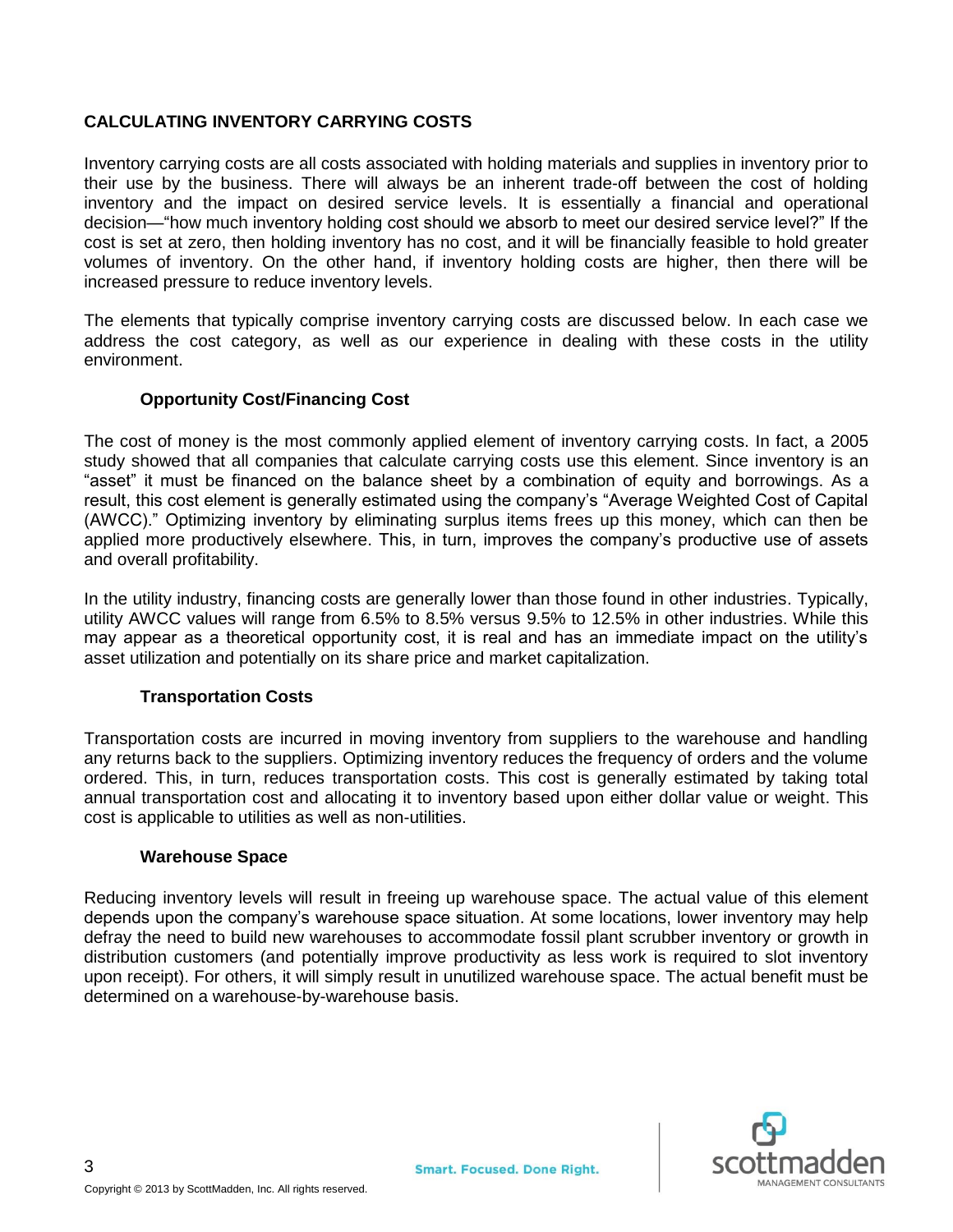## CALCULATING INVENTORY CARRYING COSTS

Inventory carrying costs are all costs associated with holding materials and supplies in inventory prior to their use by the business. There will always be an inherent trade-off between the cost of holding inventory and the impact on desired service levels. It is essentially a financial and operational decision—"how much inventory holding cost should we absorb to meet our desired service level?" If the cost is set at zero, then holding inventory has no cost, and it will be financially feasible to hold greater volumes of inventory. On the other hand, if inventory holding costs are higher, then there will be increased pressure to reduce inventory levels.

The elements that typically comprise inventory carrying costs are discussed below. In each case we address the cost category, as well as our experience in dealing with these costs in the utility environment.

### Opportunity Cost/Financing Cost

The cost of money is the most commonly applied element of inventory carrying costs. In fact, a 2005 study showed that all companies that calculate carrying costs use this element. Since inventory is an "asset" it must be financed on the balance sheet by a combination of equity and borrowings. As a result, this cost element is generally estimated using the company's "Average Weighted Cost of Capital (AWCC)." Optimizing inventory by eliminating surplus items frees up this money, which can then be applied more productively elsewhere. This, in turn, improves the company's productive use of assets and overall profitability.

In the utility industry, financing costs are generally lower than those found in other industries. Typically, utility AWCC values will range from 6.5% to 8.5% versus 9.5% to 12.5% in other industries. While this may appear as a theoretical opportunity cost, it is real and has an immediate impact on the utility's asset utilization and potentially on its share price and market capitalization.

### Transportation Costs

Transportation costs are incurred in moving inventory from suppliers to the warehouse and handling any returns back to the suppliers. Optimizing inventory reduces the frequency of orders and the volume ordered. This, in turn, reduces transportation costs. This cost is generally estimated by taking total annual transportation cost and allocating it to inventory based upon either dollar value or weight. This cost is applicable to utilities as well as non-utilities.

### Warehouse Space

Reducing inventory levels will result in freeing up warehouse space. The actual value of this element depends upon the company's warehouse space situation. At some locations, lower inventory may help defray the need to build new warehouses to accommodate fossil plant scrubber inventory or growth in distribution customers (and potentially improve productivity as less work is required to slot inventory upon receipt). For others, it will simply result in unutilized warehouse space. The actual benefit must be determined on a warehouse-by-warehouse basis.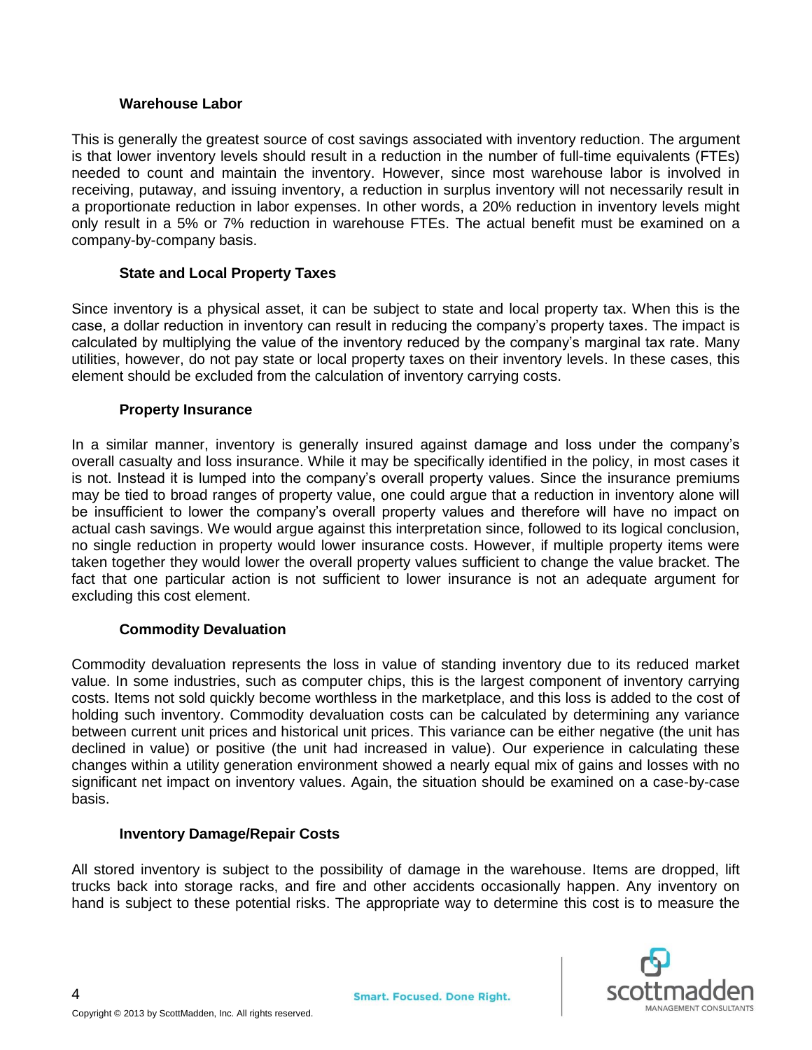### Warehouse Labor

This is generally the greatest source of cost savings associated with inventory reduction. The argument is that lower inventory levels should result in a reduction in the number of full-time equivalents (FTEs) needed to count and maintain the inventory. However, since most warehouse labor is involved in receiving, putaway, and issuing inventory, a reduction in surplus inventory will not necessarily result in a proportionate reduction in labor expenses. In other words, a 20% reduction in inventory levels might only result in a 5% or 7% reduction in warehouse FTEs. The actual benefit must be examined on a company-by-company basis.

### State and Local Property Taxes

Since inventory is a physical asset, it can be subject to state and local property tax. When this is the case, a dollar reduction in inventory can result in reducing the company's property taxes. The impact is calculated by multiplying the value of the inventory reduced by the company's marginal tax rate. Many utilities, however, do not pay state or local property taxes on their inventory levels. In these cases, this element should be excluded from the calculation of inventory carrying costs.

### Property Insurance

In a similar manner, inventory is generally insured against damage and loss under the company's overall casualty and loss insurance. While it may be specifically identified in the policy, in most cases it is not. Instead it is lumped into the company's overall property values. Since the insurance premiums may be tied to broad ranges of property value, one could argue that a reduction in inventory alone will be insufficient to lower the company's overall property values and therefore will have no impact on actual cash savings. We would argue against this interpretation since, followed to its logical conclusion, no single reduction in property would lower insurance costs. However, if multiple property items were taken together they would lower the overall property values sufficient to change the value bracket. The fact that one particular action is not sufficient to lower insurance is not an adequate argument for excluding this cost element.

### Commodity Devaluation

Commodity devaluation represents the loss in value of standing inventory due to its reduced market value. In some industries, such as computer chips, this is the largest component of inventory carrying costs. Items not sold quickly become worthless in the marketplace, and this loss is added to the cost of holding such inventory. Commodity devaluation costs can be calculated by determining any variance between current unit prices and historical unit prices. This variance can be either negative (the unit has declined in value) or positive (the unit had increased in value). Our experience in calculating these changes within a utility generation environment showed a nearly equal mix of gains and losses with no significant net impact on inventory values. Again, the situation should be examined on a case-by-case basis.

### Inventory Damage/Repair Costs

All stored inventory is subject to the possibility of damage in the warehouse. Items are dropped, lift trucks back into storage racks, and fire and other accidents occasionally happen. Any inventory on hand is subject to these potential risks. The appropriate way to determine this cost is to measure the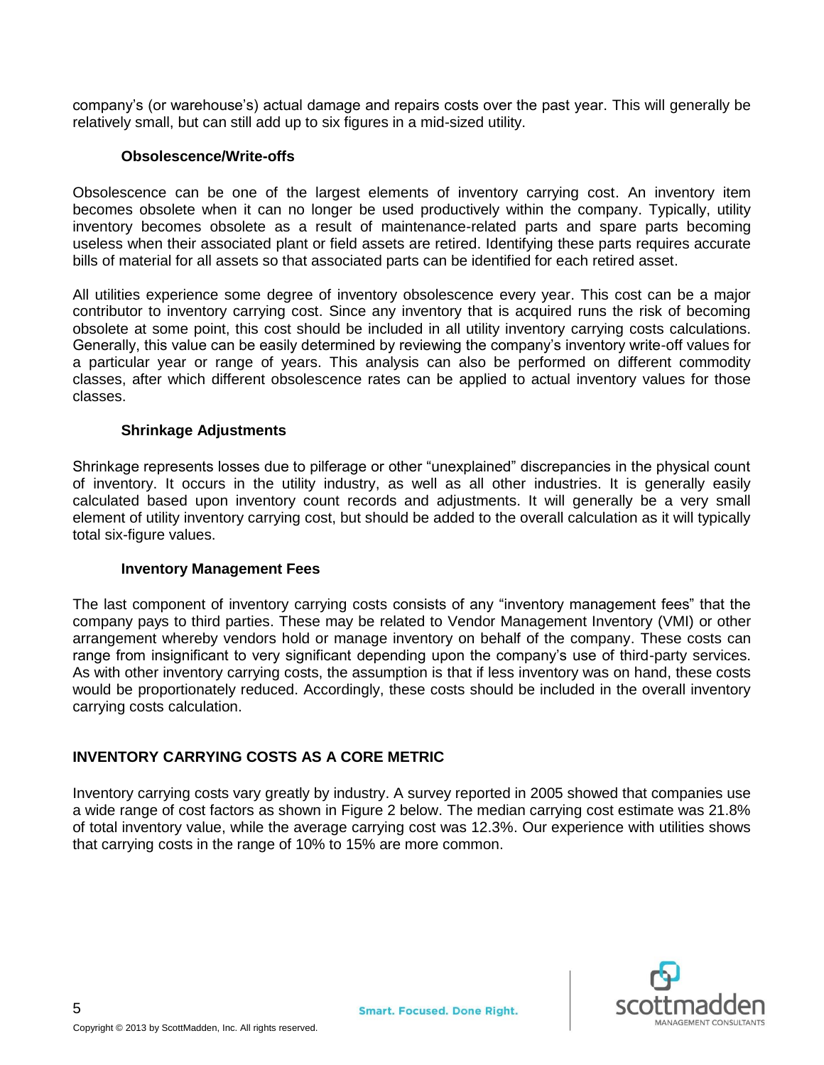company's (or warehouse's) actual damage and repairs costs over the past year. This will generally be relatively small, but can still add up to six figures in a mid-sized utility.

#### Obsolescence/Write-offs

Obsolescence can be one of the largest elements of inventory carrying cost. An inventory item becomes obsolete when it can no longer be used productively within the company. Typically, utility inventory becomes obsolete as a result of maintenance-related parts and spare parts becoming useless when their associated plant or field assets are retired. Identifying these parts requires accurate bills of material for all assets so that associated parts can be identified for each retired asset.

All utilities experience some degree of inventory obsolescence every year. This cost can be a major contributor to inventory carrying cost. Since any inventory that is acquired runs the risk of becoming obsolete at some point, this cost should be included in all utility inventory carrying costs calculations. Generally, this value can be easily determined by reviewing the company's inventory write-off values for a particular year or range of years. This analysis can also be performed on different commodity classes, after which different obsolescence rates can be applied to actual inventory values for those classes.

#### Shrinkage Adjustments

Shrinkage represents losses due to pilferage or other "unexplained" discrepancies in the physical count of inventory. It occurs in the utility industry, as well as all other industries. It is generally easily calculated based upon inventory count records and adjustments. It will generally be a very small element of utility inventory carrying cost, but should be added to the overall calculation as it will typically total six-figure values.

#### Inventory Management Fees

The last component of inventory carrying costs consists of any "inventory management fees" that the company pays to third parties. These may be related to Vendor Management Inventory (VMI) or other arrangement whereby vendors hold or manage inventory on behalf of the company. These costs can range from insignificant to very significant depending upon the company's use of third-party services. As with other inventory carrying costs, the assumption is that if less inventory was on hand, these costs would be proportionately reduced. Accordingly, these costs should be included in the overall inventory carrying costs calculation.

## INVENTORY CARRYING COSTS AS A CORE METRIC

Inventory carrying costs vary greatly by industry. A survey reported in 2005 showed that companies use a wide range of cost factors as shown in Figure 2 below. The median carrying cost estimate was 21.8% of total inventory value, while the average carrying cost was 12.3%. Our experience with utilities shows that carrying costs in the range of 10% to 15% are more common.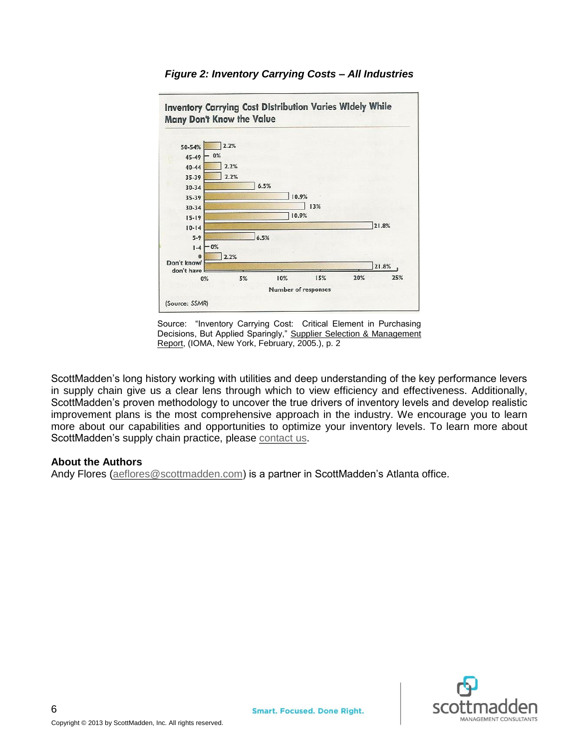***Figure 2: Inventory Carrying Costs – All Industries***

Inventory Carrying Cost Distribution Varies Widely While Many Don't Know the Value

50-54% 2.2%
45-49 0%
40-44 2.2%
35-39 2.2%
30-34 6.5%
35-39 10.9%
30-34 13%
15-19 10.9%
10-14 21.8%
5-9 6.5%
1-4 0%
0 2.2%
Don't know/ don't have 21.8%

0% 5% 10% 15% 20% 25%

Number of responses

(Source: SSMR)

Source: "Inventory Carrying Cost: Critical Element in Purchasing Decisions, But Applied Sparingly," Supplier Selection & Management Report, (IOMA, New York, February, 2005.), p. 2

ScottMadden's long history working with utilities and deep understanding of the key performance levers in supply chain give us a clear lens through which to view efficiency and effectiveness. Additionally, ScottMadden's proven methodology to uncover the true drivers of inventory levels and develop realistic improvement plans is the most comprehensive approach in the industry. We encourage you to learn more about our capabilities and opportunities to optimize your inventory levels. To learn more about ScottMadden's supply chain practice, please contact us.

**About the Authors**

Andy Flores (aeflores@scottmadden.com) is a partner in ScottMadden's Atlanta office.